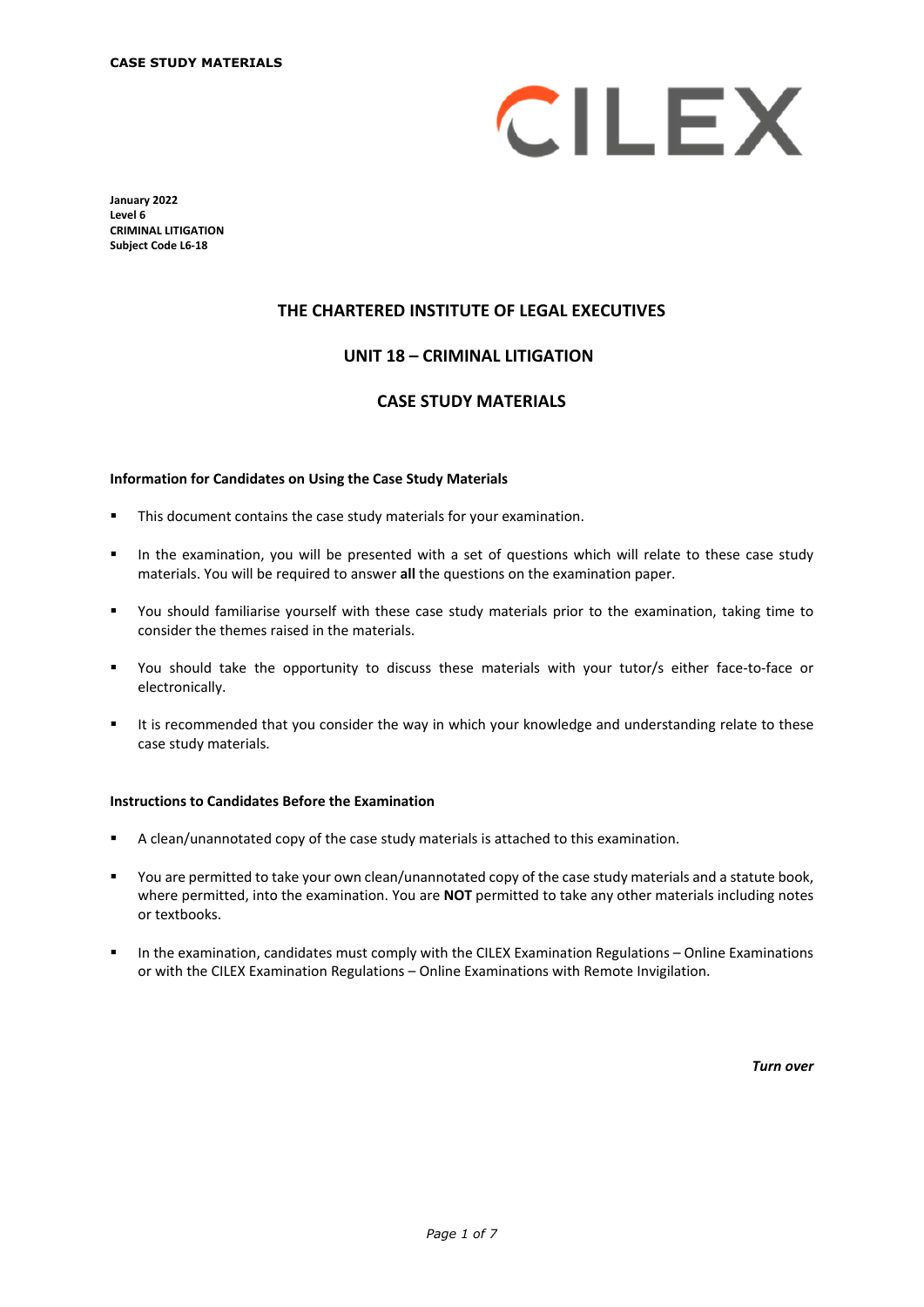**CASE STUDY MATERIALS**

CILEX

**January 2022**
**Level 6**
**CRIMINAL LITIGATION**
**Subject Code L6-18**

## THE CHARTERED INSTITUTE OF LEGAL EXECUTIVES

## UNIT 18 – CRIMINAL LITIGATION

## CASE STUDY MATERIALS

**Information for Candidates on Using the Case Study Materials**

- This document contains the case study materials for your examination.
- In the examination, you will be presented with a set of questions which will relate to these case study materials. You will be required to answer **all** the questions on the examination paper.
- You should familiarise yourself with these case study materials prior to the examination, taking time to consider the themes raised in the materials.
- You should take the opportunity to discuss these materials with your tutor/s either face-to-face or electronically.
- It is recommended that you consider the way in which your knowledge and understanding relate to these case study materials.

**Instructions to Candidates Before the Examination**

- A clean/unannotated copy of the case study materials is attached to this examination.
- You are permitted to take your own clean/unannotated copy of the case study materials and a statute book, where permitted, into the examination. You are **NOT** permitted to take any other materials including notes or textbooks.
- In the examination, candidates must comply with the CILEX Examination Regulations – Online Examinations or with the CILEX Examination Regulations – Online Examinations with Remote Invigilation.

***Turn over***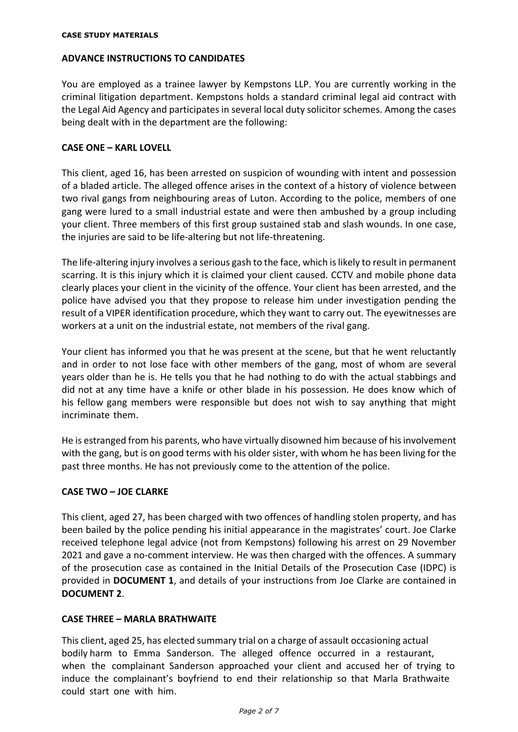**CASE STUDY MATERIALS**

## ADVANCE INSTRUCTIONS TO CANDIDATES

You are employed as a trainee lawyer by Kempstons LLP. You are currently working in the criminal litigation department. Kempstons holds a standard criminal legal aid contract with the Legal Aid Agency and participates in several local duty solicitor schemes. Among the cases being dealt with in the department are the following:

### CASE ONE – KARL LOVELL

This client, aged 16, has been arrested on suspicion of wounding with intent and possession of a bladed article. The alleged offence arises in the context of a history of violence between two rival gangs from neighbouring areas of Luton. According to the police, members of one gang were lured to a small industrial estate and were then ambushed by a group including your client. Three members of this first group sustained stab and slash wounds. In one case, the injuries are said to be life-altering but not life-threatening.

The life-altering injury involves a serious gash to the face, which is likely to result in permanent scarring. It is this injury which it is claimed your client caused. CCTV and mobile phone data clearly places your client in the vicinity of the offence. Your client has been arrested, and the police have advised you that they propose to release him under investigation pending the result of a VIPER identification procedure, which they want to carry out. The eyewitnesses are workers at a unit on the industrial estate, not members of the rival gang.

Your client has informed you that he was present at the scene, but that he went reluctantly and in order to not lose face with other members of the gang, most of whom are several years older than he is. He tells you that he had nothing to do with the actual stabbings and did not at any time have a knife or other blade in his possession. He does know which of his fellow gang members were responsible but does not wish to say anything that might incriminate them.

He is estranged from his parents, who have virtually disowned him because of his involvement with the gang, but is on good terms with his older sister, with whom he has been living for the past three months. He has not previously come to the attention of the police.

### CASE TWO – JOE CLARKE

This client, aged 27, has been charged with two offences of handling stolen property, and has been bailed by the police pending his initial appearance in the magistrates' court. Joe Clarke received telephone legal advice (not from Kempstons) following his arrest on 29 November 2021 and gave a no-comment interview. He was then charged with the offences. A summary of the prosecution case as contained in the Initial Details of the Prosecution Case (IDPC) is provided in **DOCUMENT 1**, and details of your instructions from Joe Clarke are contained in **DOCUMENT 2**.

### CASE THREE – MARLA BRATHWAITE

This client, aged 25, has elected summary trial on a charge of assault occasioning actual bodily harm to Emma Sanderson. The alleged offence occurred in a restaurant, when the complainant Sanderson approached your client and accused her of trying to induce the complainant's boyfriend to end their relationship so that Marla Brathwaite could start one with him.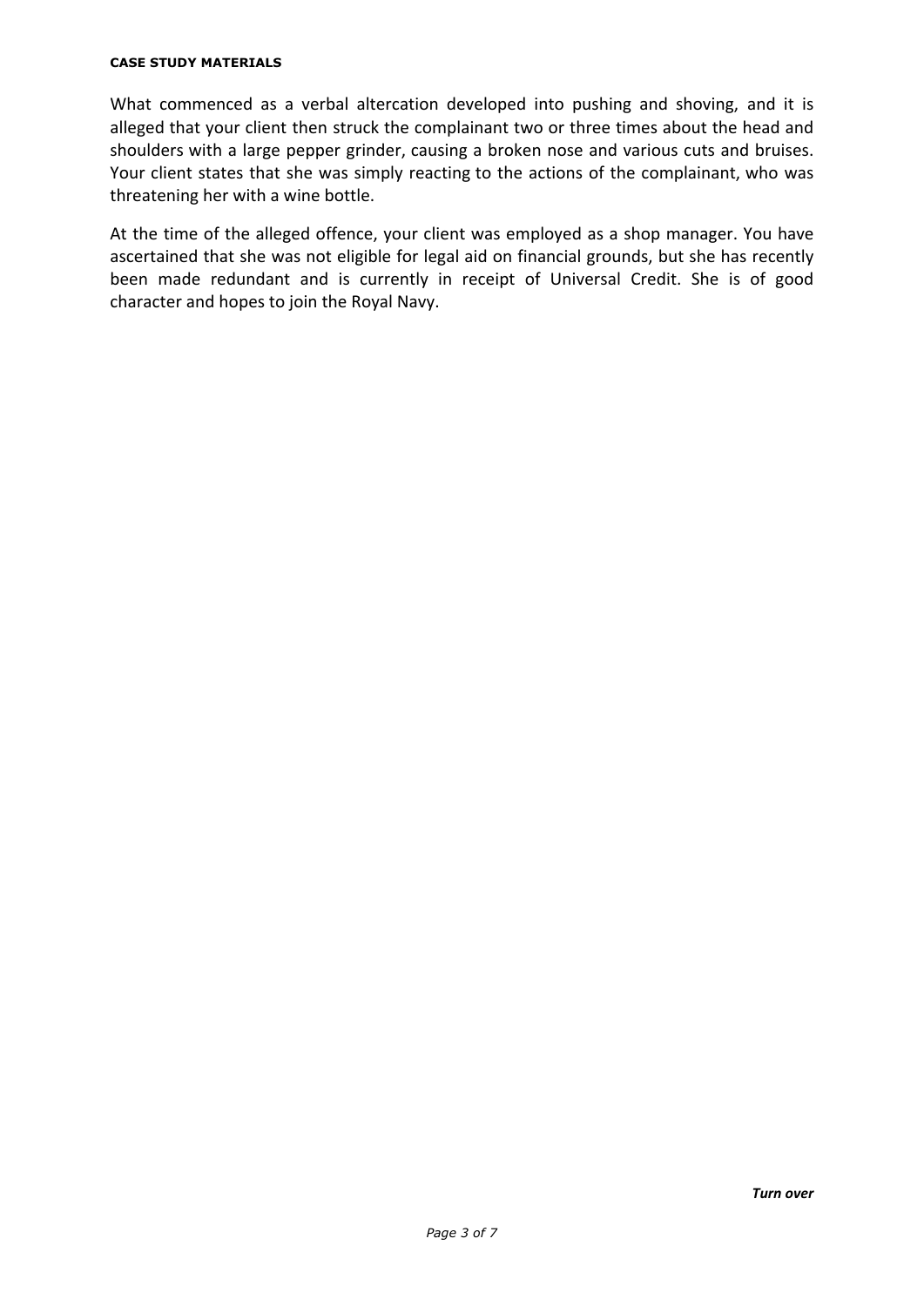What commenced as a verbal altercation developed into pushing and shoving, and it is alleged that your client then struck the complainant two or three times about the head and shoulders with a large pepper grinder, causing a broken nose and various cuts and bruises. Your client states that she was simply reacting to the actions of the complainant, who was threatening her with a wine bottle.

At the time of the alleged offence, your client was employed as a shop manager. You have ascertained that she was not eligible for legal aid on financial grounds, but she has recently been made redundant and is currently in receipt of Universal Credit. She is of good character and hopes to join the Royal Navy.

***Turn over***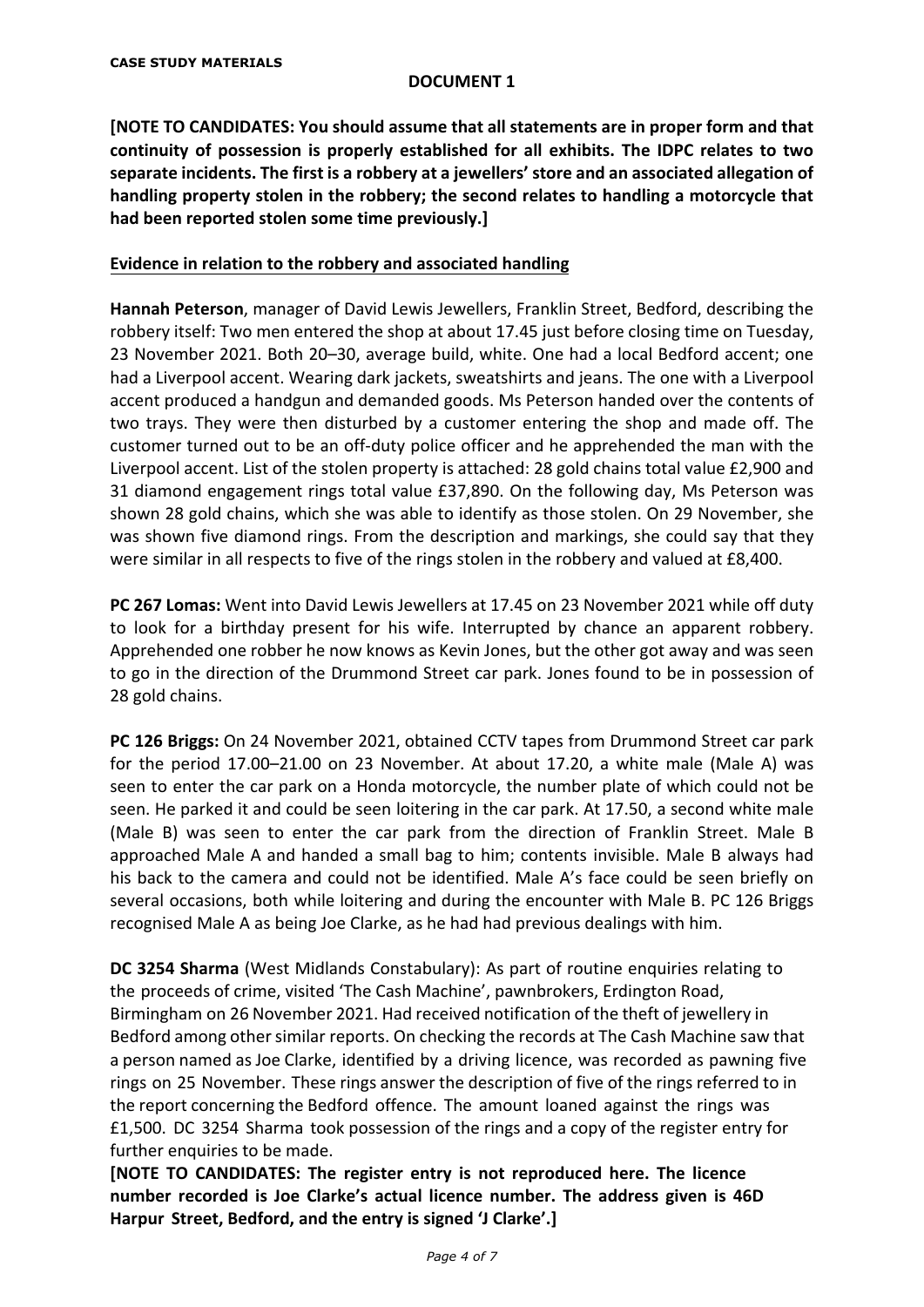**CASE STUDY MATERIALS**

**DOCUMENT 1**

**[NOTE TO CANDIDATES: You should assume that all statements are in proper form and that continuity of possession is properly established for all exhibits. The IDPC relates to two separate incidents. The first is a robbery at a jewellers' store and an associated allegation of handling property stolen in the robbery; the second relates to handling a motorcycle that had been reported stolen some time previously.]**

**Evidence in relation to the robbery and associated handling**

**Hannah Peterson**, manager of David Lewis Jewellers, Franklin Street, Bedford, describing the robbery itself: Two men entered the shop at about 17.45 just before closing time on Tuesday, 23 November 2021. Both 20–30, average build, white. One had a local Bedford accent; one had a Liverpool accent. Wearing dark jackets, sweatshirts and jeans. The one with a Liverpool accent produced a handgun and demanded goods. Ms Peterson handed over the contents of two trays. They were then disturbed by a customer entering the shop and made off. The customer turned out to be an off-duty police officer and he apprehended the man with the Liverpool accent. List of the stolen property is attached: 28 gold chains total value £2,900 and 31 diamond engagement rings total value £37,890. On the following day, Ms Peterson was shown 28 gold chains, which she was able to identify as those stolen. On 29 November, she was shown five diamond rings. From the description and markings, she could say that they were similar in all respects to five of the rings stolen in the robbery and valued at £8,400.

**PC 267 Lomas:** Went into David Lewis Jewellers at 17.45 on 23 November 2021 while off duty to look for a birthday present for his wife. Interrupted by chance an apparent robbery. Apprehended one robber he now knows as Kevin Jones, but the other got away and was seen to go in the direction of the Drummond Street car park. Jones found to be in possession of 28 gold chains.

**PC 126 Briggs:** On 24 November 2021, obtained CCTV tapes from Drummond Street car park for the period 17.00–21.00 on 23 November. At about 17.20, a white male (Male A) was seen to enter the car park on a Honda motorcycle, the number plate of which could not be seen. He parked it and could be seen loitering in the car park. At 17.50, a second white male (Male B) was seen to enter the car park from the direction of Franklin Street. Male B approached Male A and handed a small bag to him; contents invisible. Male B always had his back to the camera and could not be identified. Male A's face could be seen briefly on several occasions, both while loitering and during the encounter with Male B. PC 126 Briggs recognised Male A as being Joe Clarke, as he had had previous dealings with him.

**DC 3254 Sharma** (West Midlands Constabulary): As part of routine enquiries relating to the proceeds of crime, visited 'The Cash Machine', pawnbrokers, Erdington Road, Birmingham on 26 November 2021. Had received notification of the theft of jewellery in Bedford among other similar reports. On checking the records at The Cash Machine saw that a person named as Joe Clarke, identified by a driving licence, was recorded as pawning five rings on 25 November. These rings answer the description of five of the rings referred to in the report concerning the Bedford offence. The amount loaned against the rings was £1,500. DC 3254 Sharma took possession of the rings and a copy of the register entry for further enquiries to be made.

**[NOTE TO CANDIDATES: The register entry is not reproduced here. The licence number recorded is Joe Clarke's actual licence number. The address given is 46D Harpur Street, Bedford, and the entry is signed 'J Clarke'.]**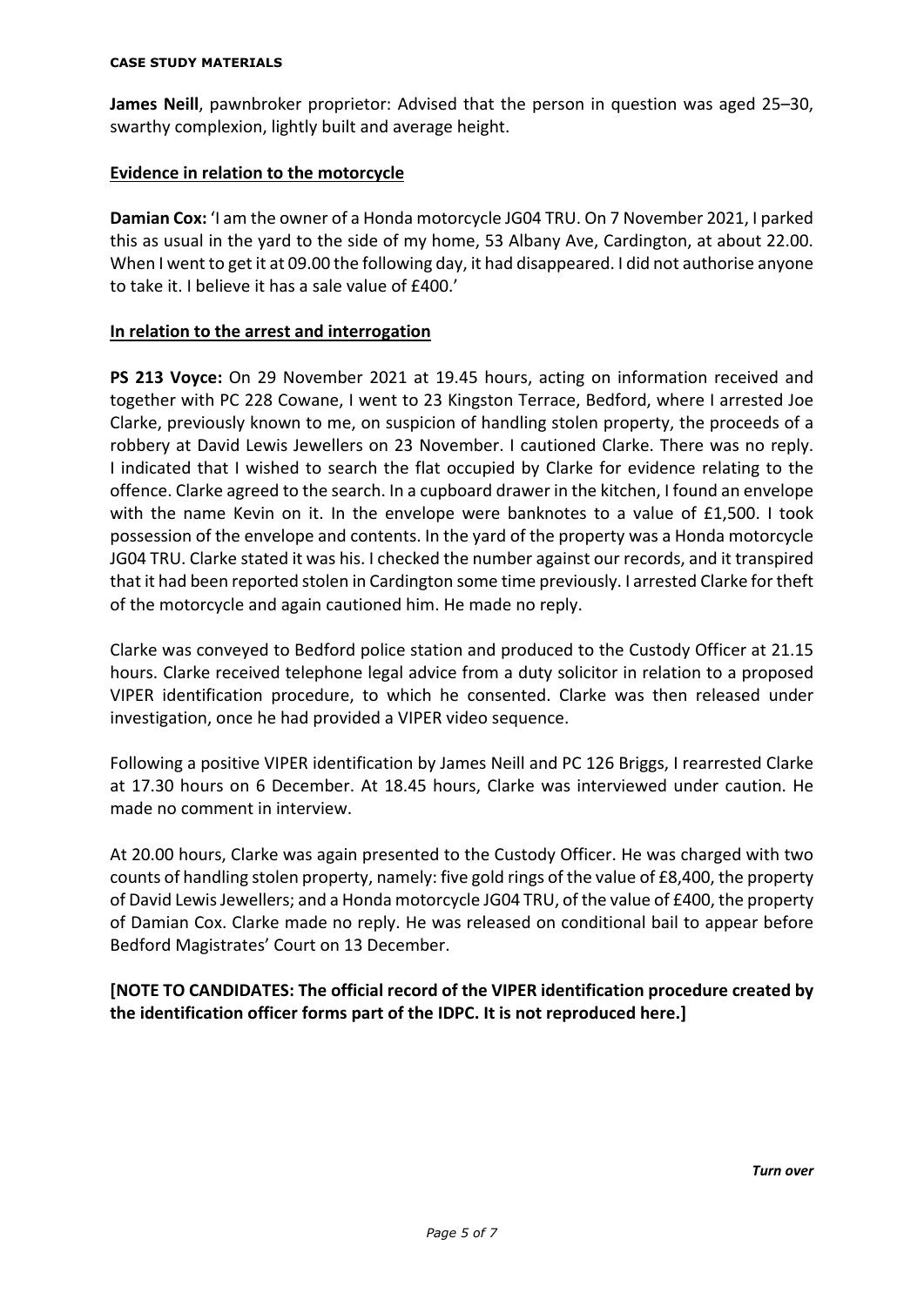**James Neill**, pawnbroker proprietor: Advised that the person in question was aged 25–30, swarthy complexion, lightly built and average height.

## Evidence in relation to the motorcycle

**Damian Cox:** 'I am the owner of a Honda motorcycle JG04 TRU. On 7 November 2021, I parked this as usual in the yard to the side of my home, 53 Albany Ave, Cardington, at about 22.00. When I went to get it at 09.00 the following day, it had disappeared. I did not authorise anyone to take it. I believe it has a sale value of £400.'

## In relation to the arrest and interrogation

**PS 213 Voyce:** On 29 November 2021 at 19.45 hours, acting on information received and together with PC 228 Cowane, I went to 23 Kingston Terrace, Bedford, where I arrested Joe Clarke, previously known to me, on suspicion of handling stolen property, the proceeds of a robbery at David Lewis Jewellers on 23 November. I cautioned Clarke. There was no reply. I indicated that I wished to search the flat occupied by Clarke for evidence relating to the offence. Clarke agreed to the search. In a cupboard drawer in the kitchen, I found an envelope with the name Kevin on it. In the envelope were banknotes to a value of £1,500. I took possession of the envelope and contents. In the yard of the property was a Honda motorcycle JG04 TRU. Clarke stated it was his. I checked the number against our records, and it transpired that it had been reported stolen in Cardington some time previously. I arrested Clarke for theft of the motorcycle and again cautioned him. He made no reply.

Clarke was conveyed to Bedford police station and produced to the Custody Officer at 21.15 hours. Clarke received telephone legal advice from a duty solicitor in relation to a proposed VIPER identification procedure, to which he consented. Clarke was then released under investigation, once he had provided a VIPER video sequence.

Following a positive VIPER identification by James Neill and PC 126 Briggs, I rearrested Clarke at 17.30 hours on 6 December. At 18.45 hours, Clarke was interviewed under caution. He made no comment in interview.

At 20.00 hours, Clarke was again presented to the Custody Officer. He was charged with two counts of handling stolen property, namely: five gold rings of the value of £8,400, the property of David Lewis Jewellers; and a Honda motorcycle JG04 TRU, of the value of £400, the property of Damian Cox. Clarke made no reply. He was released on conditional bail to appear before Bedford Magistrates' Court on 13 December.

**[NOTE TO CANDIDATES: The official record of the VIPER identification procedure created by the identification officer forms part of the IDPC. It is not reproduced here.]**

*Turn over*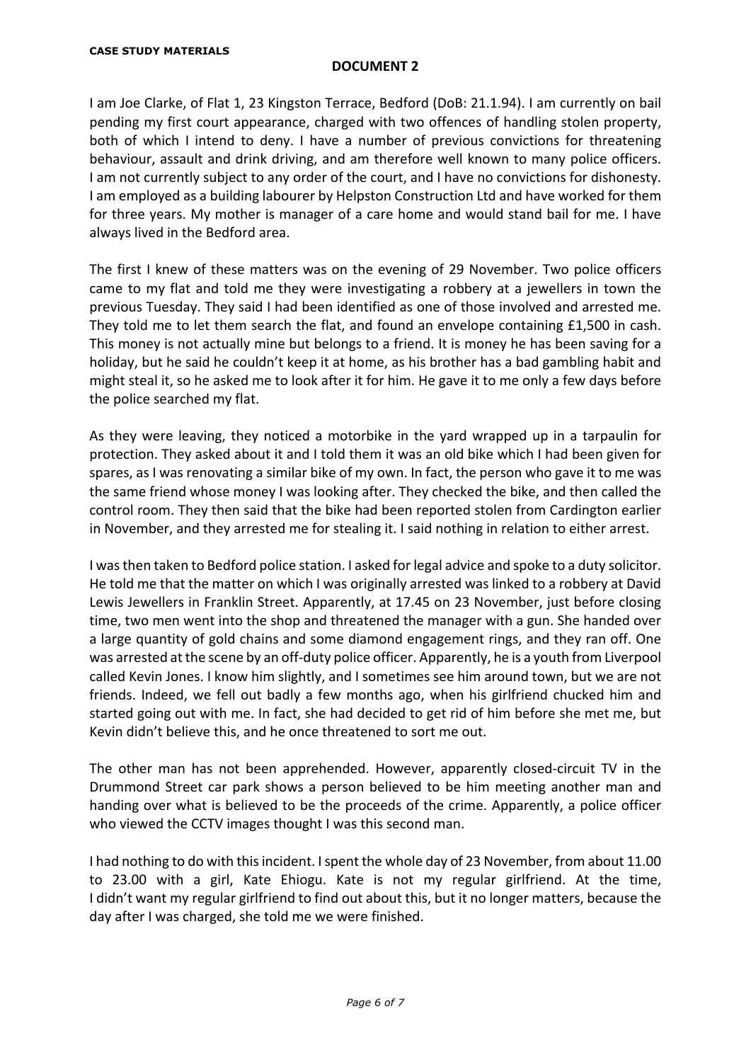**CASE STUDY MATERIALS**

## DOCUMENT 2

I am Joe Clarke, of Flat 1, 23 Kingston Terrace, Bedford (DoB: 21.1.94). I am currently on bail pending my first court appearance, charged with two offences of handling stolen property, both of which I intend to deny. I have a number of previous convictions for threatening behaviour, assault and drink driving, and am therefore well known to many police officers. I am not currently subject to any order of the court, and I have no convictions for dishonesty. I am employed as a building labourer by Helpston Construction Ltd and have worked for them for three years. My mother is manager of a care home and would stand bail for me. I have always lived in the Bedford area.

The first I knew of these matters was on the evening of 29 November. Two police officers came to my flat and told me they were investigating a robbery at a jewellers in town the previous Tuesday. They said I had been identified as one of those involved and arrested me. They told me to let them search the flat, and found an envelope containing £1,500 in cash. This money is not actually mine but belongs to a friend. It is money he has been saving for a holiday, but he said he couldn't keep it at home, as his brother has a bad gambling habit and might steal it, so he asked me to look after it for him. He gave it to me only a few days before the police searched my flat.

As they were leaving, they noticed a motorbike in the yard wrapped up in a tarpaulin for protection. They asked about it and I told them it was an old bike which I had been given for spares, as I was renovating a similar bike of my own. In fact, the person who gave it to me was the same friend whose money I was looking after. They checked the bike, and then called the control room. They then said that the bike had been reported stolen from Cardington earlier in November, and they arrested me for stealing it. I said nothing in relation to either arrest.

I was then taken to Bedford police station. I asked for legal advice and spoke to a duty solicitor. He told me that the matter on which I was originally arrested was linked to a robbery at David Lewis Jewellers in Franklin Street. Apparently, at 17.45 on 23 November, just before closing time, two men went into the shop and threatened the manager with a gun. She handed over a large quantity of gold chains and some diamond engagement rings, and they ran off. One was arrested at the scene by an off-duty police officer. Apparently, he is a youth from Liverpool called Kevin Jones. I know him slightly, and I sometimes see him around town, but we are not friends. Indeed, we fell out badly a few months ago, when his girlfriend chucked him and started going out with me. In fact, she had decided to get rid of him before she met me, but Kevin didn't believe this, and he once threatened to sort me out.

The other man has not been apprehended. However, apparently closed-circuit TV in the Drummond Street car park shows a person believed to be him meeting another man and handing over what is believed to be the proceeds of the crime. Apparently, a police officer who viewed the CCTV images thought I was this second man.

I had nothing to do with this incident. I spent the whole day of 23 November, from about 11.00 to 23.00 with a girl, Kate Ehiogu. Kate is not my regular girlfriend. At the time, I didn't want my regular girlfriend to find out about this, but it no longer matters, because the day after I was charged, she told me we were finished.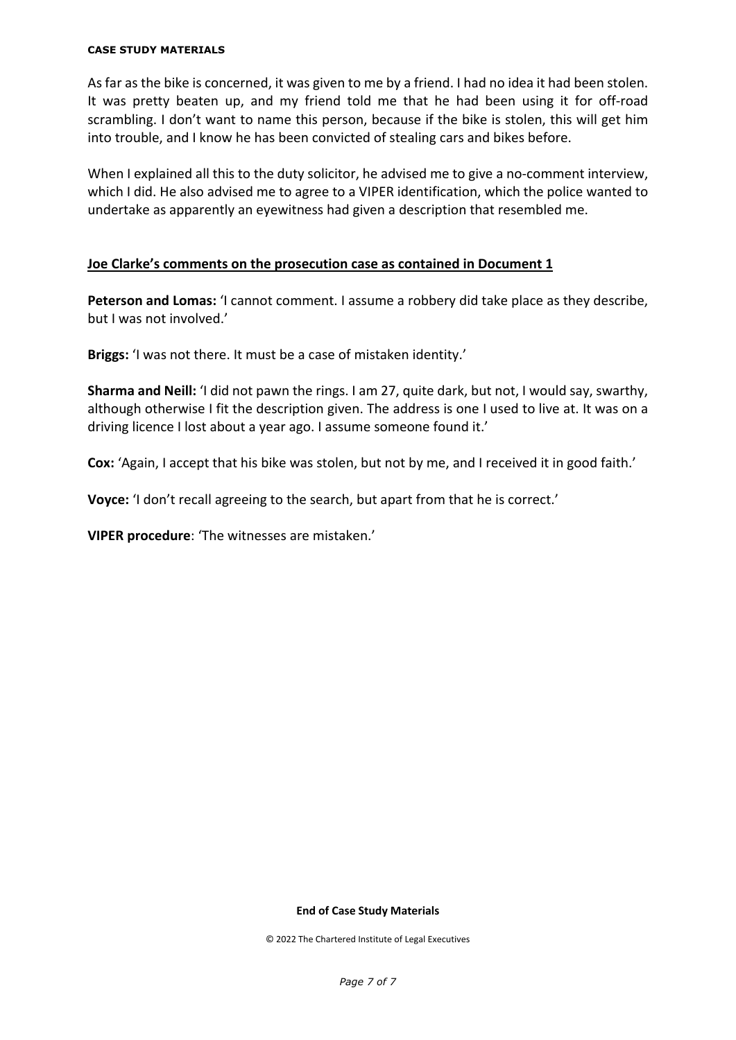As far as the bike is concerned, it was given to me by a friend. I had no idea it had been stolen. It was pretty beaten up, and my friend told me that he had been using it for off-road scrambling. I don't want to name this person, because if the bike is stolen, this will get him into trouble, and I know he has been convicted of stealing cars and bikes before.

When I explained all this to the duty solicitor, he advised me to give a no-comment interview, which I did. He also advised me to agree to a VIPER identification, which the police wanted to undertake as apparently an eyewitness had given a description that resembled me.

## Joe Clarke's comments on the prosecution case as contained in Document 1

**Peterson and Lomas:** 'I cannot comment. I assume a robbery did take place as they describe, but I was not involved.'

**Briggs:** 'I was not there. It must be a case of mistaken identity.'

**Sharma and Neill:** 'I did not pawn the rings. I am 27, quite dark, but not, I would say, swarthy, although otherwise I fit the description given. The address is one I used to live at. It was on a driving licence I lost about a year ago. I assume someone found it.'

**Cox:** 'Again, I accept that his bike was stolen, but not by me, and I received it in good faith.'

**Voyce:** 'I don't recall agreeing to the search, but apart from that he is correct.'

**VIPER procedure**: 'The witnesses are mistaken.'

**End of Case Study Materials**

© 2022 The Chartered Institute of Legal Executives